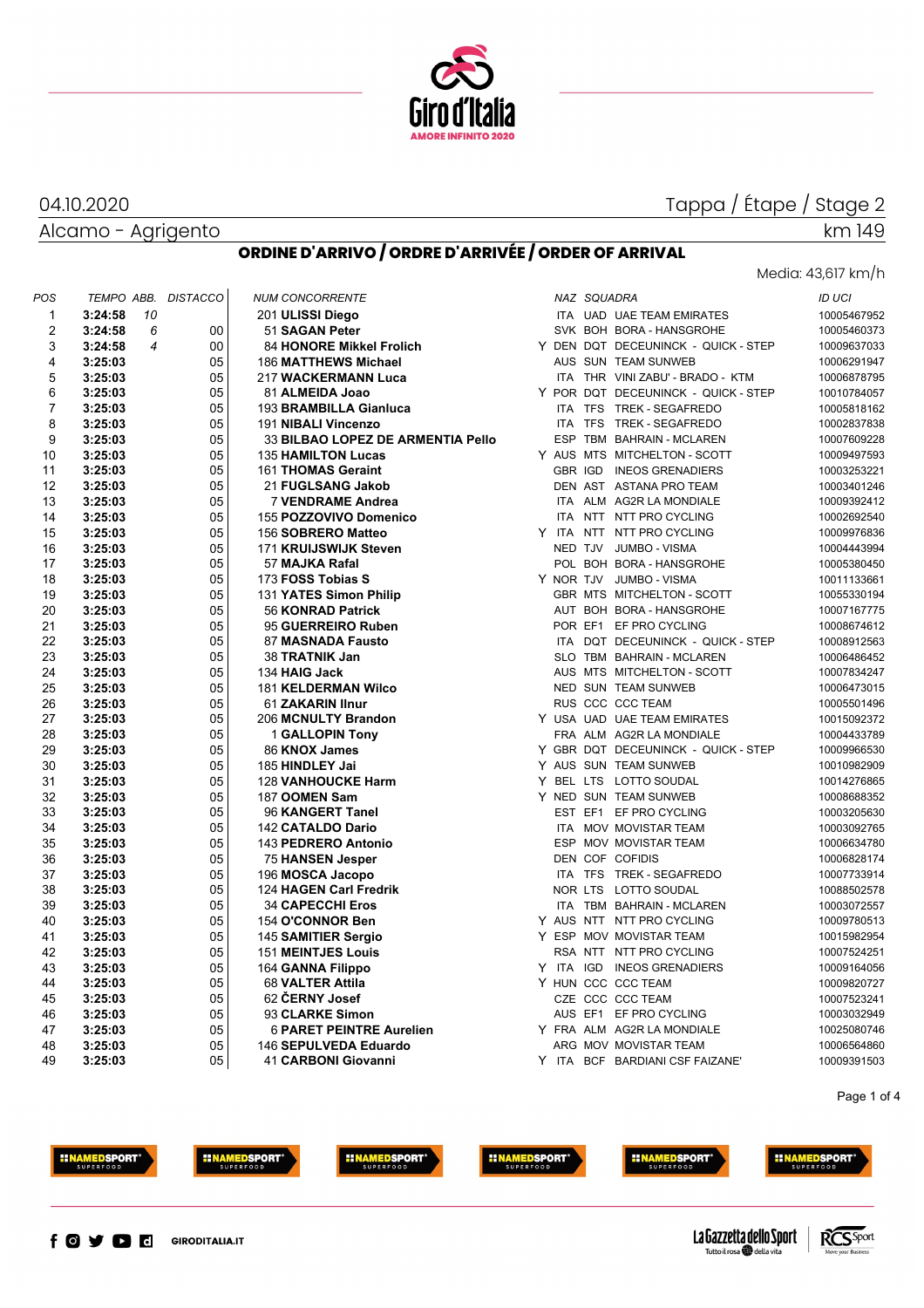Giro d'Italia
AMORE INFINITO 2020

04.10.2020 | Tappa / Étape / Stage 2

Alcamo - Agrigento | km 149

## ORDINE D'ARRIVO / ORDRE D'ARRIVÉE / ORDER OF ARRIVAL

Media: 43,617 km/h

| POS | TEMPO | ABB. | DISTACCO | NUM | CONCORRENTE | | NAZ | SQUADRA | | ID UCI |
|---|---|---|---|---|---|---|---|---|---|---|
| 1 | **3:24:58** | 10 | | 201 | **ULISSI Diego** | | ITA | UAD | UAE TEAM EMIRATES | 10005467952 |
| 2 | **3:24:58** | 6 | 00 | 51 | **SAGAN Peter** | | SVK | BOH | BORA - HANSGROHE | 10005460373 |
| 3 | **3:24:58** | 4 | 00 | 84 | **HONORE Mikkel Frolich** | Y | DEN | DQT | DECEUNINCK - QUICK - STEP | 10009637033 |
| 4 | **3:25:03** | | 05 | 186 | **MATTHEWS Michael** | | AUS | SUN | TEAM SUNWEB | 10006291947 |
| 5 | **3:25:03** | | 05 | 217 | **WACKERMANN Luca** | | ITA | THR | VINI ZABU' - BRADO - KTM | 10006878795 |
| 6 | **3:25:03** | | 05 | 81 | **ALMEIDA Joao** | Y | POR | DQT | DECEUNINCK - QUICK - STEP | 10010784057 |
| 7 | **3:25:03** | | 05 | 193 | **BRAMBILLA Gianluca** | | ITA | TFS | TREK - SEGAFREDO | 10005818162 |
| 8 | **3:25:03** | | 05 | 191 | **NIBALI Vincenzo** | | ITA | TFS | TREK - SEGAFREDO | 10002837838 |
| 9 | **3:25:03** | | 05 | 33 | **BILBAO LOPEZ DE ARMENTIA Pello** | | ESP | TBM | BAHRAIN - MCLAREN | 10007609228 |
| 10 | **3:25:03** | | 05 | 135 | **HAMILTON Lucas** | Y | AUS | MTS | MITCHELTON - SCOTT | 10009497593 |
| 11 | **3:25:03** | | 05 | 161 | **THOMAS Geraint** | | GBR | IGD | INEOS GRENADIERS | 10003253221 |
| 12 | **3:25:03** | | 05 | 21 | **FUGLSANG Jakob** | | DEN | AST | ASTANA PRO TEAM | 10003401246 |
| 13 | **3:25:03** | | 05 | 7 | **VENDRAME Andrea** | | ITA | ALM | AG2R LA MONDIALE | 10009392412 |
| 14 | **3:25:03** | | 05 | 155 | **POZZOVIVO Domenico** | | ITA | NTT | NTT PRO CYCLING | 10002692540 |
| 15 | **3:25:03** | | 05 | 156 | **SOBRERO Matteo** | Y | ITA | NTT | NTT PRO CYCLING | 10009976836 |
| 16 | **3:25:03** | | 05 | 171 | **KRUIJSWIJK Steven** | | NED | TJV | JUMBO - VISMA | 10004443994 |
| 17 | **3:25:03** | | 05 | 57 | **MAJKA Rafal** | | POL | BOH | BORA - HANSGROHE | 10005380450 |
| 18 | **3:25:03** | | 05 | 173 | **FOSS Tobias S** | Y | NOR | TJV | JUMBO - VISMA | 10011133661 |
| 19 | **3:25:03** | | 05 | 131 | **YATES Simon Philip** | | GBR | MTS | MITCHELTON - SCOTT | 10055330194 |
| 20 | **3:25:03** | | 05 | 56 | **KONRAD Patrick** | | AUT | BOH | BORA - HANSGROHE | 10007167775 |
| 21 | **3:25:03** | | 05 | 95 | **GUERREIRO Ruben** | | POR | EF1 | EF PRO CYCLING | 10008674612 |
| 22 | **3:25:03** | | 05 | 87 | **MASNADA Fausto** | | ITA | DQT | DECEUNINCK - QUICK - STEP | 10008912563 |
| 23 | **3:25:03** | | 05 | 38 | **TRATNIK Jan** | | SLO | TBM | BAHRAIN - MCLAREN | 10006486452 |
| 24 | **3:25:03** | | 05 | 134 | **HAIG Jack** | | AUS | MTS | MITCHELTON - SCOTT | 10007834247 |
| 25 | **3:25:03** | | 05 | 181 | **KELDERMAN Wilco** | | NED | SUN | TEAM SUNWEB | 10006473015 |
| 26 | **3:25:03** | | 05 | 61 | **ZAKARIN Ilnur** | | RUS | CCC | CCC TEAM | 10005501496 |
| 27 | **3:25:03** | | 05 | 206 | **MCNULTY Brandon** | Y | USA | UAD | UAE TEAM EMIRATES | 10015092372 |
| 28 | **3:25:03** | | 05 | 1 | **GALLOPIN Tony** | | FRA | ALM | AG2R LA MONDIALE | 10004433789 |
| 29 | **3:25:03** | | 05 | 86 | **KNOX James** | Y | GBR | DQT | DECEUNINCK - QUICK - STEP | 10009966530 |
| 30 | **3:25:03** | | 05 | 185 | **HINDLEY Jai** | Y | AUS | SUN | TEAM SUNWEB | 10010982909 |
| 31 | **3:25:03** | | 05 | 128 | **VANHOUCKE Harm** | Y | BEL | LTS | LOTTO SOUDAL | 10014276865 |
| 32 | **3:25:03** | | 05 | 187 | **OOMEN Sam** | Y | NED | SUN | TEAM SUNWEB | 10008688352 |
| 33 | **3:25:03** | | 05 | 96 | **KANGERT Tanel** | | EST | EF1 | EF PRO CYCLING | 10003205630 |
| 34 | **3:25:03** | | 05 | 142 | **CATALDO Dario** | | ITA | MOV | MOVISTAR TEAM | 10003092765 |
| 35 | **3:25:03** | | 05 | 143 | **PEDRERO Antonio** | | ESP | MOV | MOVISTAR TEAM | 10006634780 |
| 36 | **3:25:03** | | 05 | 75 | **HANSEN Jesper** | | DEN | COF | COFIDIS | 10006828174 |
| 37 | **3:25:03** | | 05 | 196 | **MOSCA Jacopo** | | ITA | TFS | TREK - SEGAFREDO | 10007733914 |
| 38 | **3:25:03** | | 05 | 124 | **HAGEN Carl Fredrik** | | NOR | LTS | LOTTO SOUDAL | 10088502578 |
| 39 | **3:25:03** | | 05 | 34 | **CAPECCHI Eros** | | ITA | TBM | BAHRAIN - MCLAREN | 10003072557 |
| 40 | **3:25:03** | | 05 | 154 | **O'CONNOR Ben** | Y | AUS | NTT | NTT PRO CYCLING | 10009780513 |
| 41 | **3:25:03** | | 05 | 145 | **SAMITIER Sergio** | Y | ESP | MOV | MOVISTAR TEAM | 10015982954 |
| 42 | **3:25:03** | | 05 | 151 | **MEINTJES Louis** | | RSA | NTT | NTT PRO CYCLING | 10007524251 |
| 43 | **3:25:03** | | 05 | 164 | **GANNA Filippo** | Y | ITA | IGD | INEOS GRENADIERS | 10009164056 |
| 44 | **3:25:03** | | 05 | 68 | **VALTER Attila** | Y | HUN | CCC | CCC TEAM | 10009820727 |
| 45 | **3:25:03** | | 05 | 62 | **ČERNY Josef** | | CZE | CCC | CCC TEAM | 10007523241 |
| 46 | **3:25:03** | | 05 | 93 | **CLARKE Simon** | | AUS | EF1 | EF PRO CYCLING | 10003032949 |
| 47 | **3:25:03** | | 05 | 6 | **PARET PEINTRE Aurelien** | Y | FRA | ALM | AG2R LA MONDIALE | 10025080746 |
| 48 | **3:25:03** | | 05 | 146 | **SEPULVEDA Eduardo** | | ARG | MOV | MOVISTAR TEAM | 10006564860 |
| 49 | **3:25:03** | | 05 | 41 | **CARBONI Giovanni** | Y | ITA | BCF | BARDIANI CSF FAIZANE' | 10009391503 |

GIRODITALIA.IT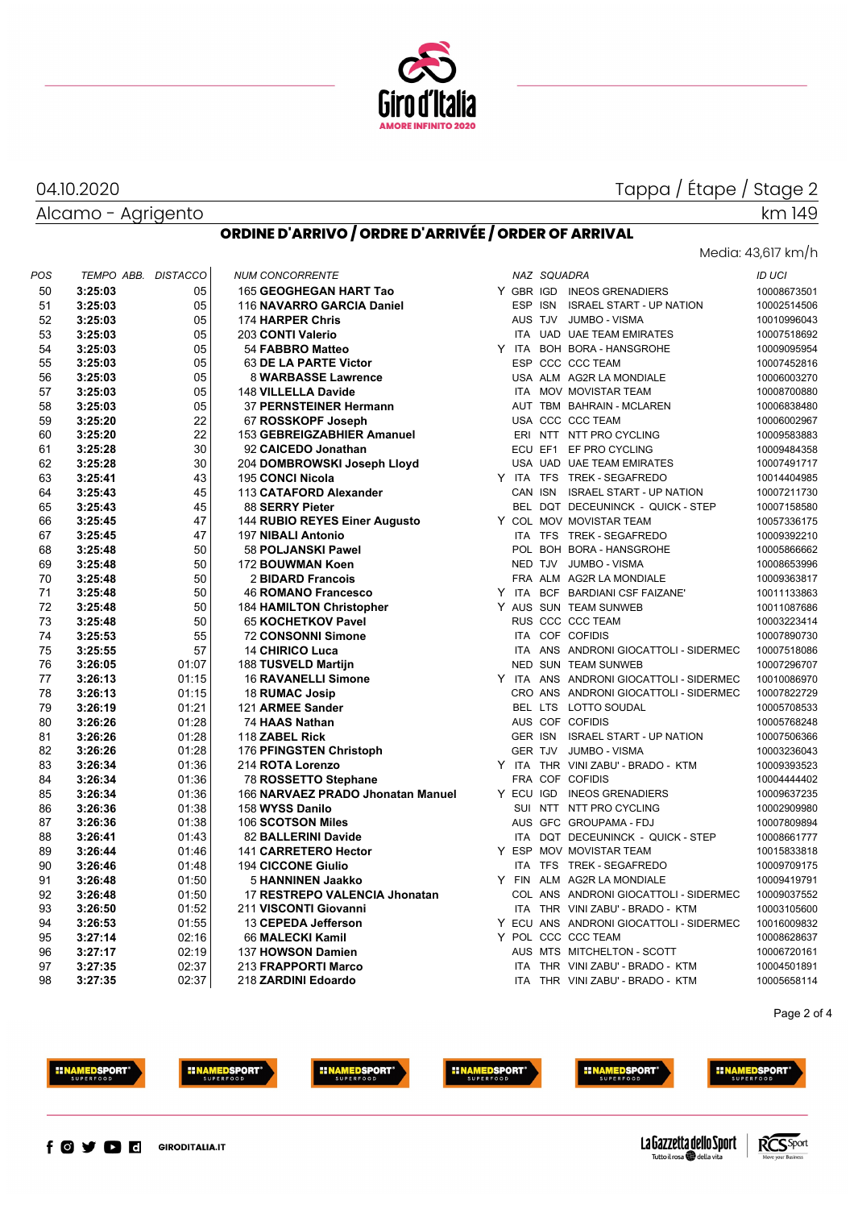04.10.2020

Alcamo - Agrigento

Tappa / Étape / Stage 2

km 149

## ORDINE D'ARRIVO / ORDRE D'ARRIVÉE / ORDER OF ARRIVAL

Media: 43,617 km/h

| POS | TEMPO | ABB. | DISTACCO | NUM | CONCORRENTE | | NAZ | SQUADRA | | ID UCI |
|---|---|---|---|---|---|---|---|---|---|---|
| 50 | **3:25:03** | | 05 | 165 | **GEOGHEGAN HART Tao** | Y | GBR | IGD | INEOS GRENADIERS | 10008673501 |
| 51 | **3:25:03** | | 05 | 116 | **NAVARRO GARCIA Daniel** | | ESP | ISN | ISRAEL START - UP NATION | 10002514506 |
| 52 | **3:25:03** | | 05 | 174 | **HARPER Chris** | | AUS | TJV | JUMBO - VISMA | 10010996043 |
| 53 | **3:25:03** | | 05 | 203 | **CONTI Valerio** | | ITA | UAD | UAE TEAM EMIRATES | 10007518692 |
| 54 | **3:25:03** | | 05 | 54 | **FABBRO Matteo** | Y | ITA | BOH | BORA - HANSGROHE | 10009095954 |
| 55 | **3:25:03** | | 05 | 63 | **DE LA PARTE Victor** | | ESP | CCC | CCC TEAM | 10007452816 |
| 56 | **3:25:03** | | 05 | 8 | **WARBASSE Lawrence** | | USA | ALM | AG2R LA MONDIALE | 10006003270 |
| 57 | **3:25:03** | | 05 | 148 | **VILLELLA Davide** | | ITA | MOV | MOVISTAR TEAM | 10008700880 |
| 58 | **3:25:03** | | 05 | 37 | **PERNSTEINER Hermann** | | AUT | TBM | BAHRAIN - MCLAREN | 10006838480 |
| 59 | **3:25:20** | | 22 | 67 | **ROSSKOPF Joseph** | | USA | CCC | CCC TEAM | 10006002967 |
| 60 | **3:25:20** | | 22 | 153 | **GEBREIGZABHIER Amanuel** | | ERI | NTT | NTT PRO CYCLING | 10009583883 |
| 61 | **3:25:28** | | 30 | 92 | **CAICEDO Jonathan** | | ECU | EF1 | EF PRO CYCLING | 10009484358 |
| 62 | **3:25:28** | | 30 | 204 | **DOMBROWSKI Joseph Lloyd** | | USA | UAD | UAE TEAM EMIRATES | 10007491717 |
| 63 | **3:25:41** | | 43 | 195 | **CONCI Nicola** | Y | ITA | TFS | TREK - SEGAFREDO | 10014404985 |
| 64 | **3:25:43** | | 45 | 113 | **CATAFORD Alexander** | | CAN | ISN | ISRAEL START - UP NATION | 10007211730 |
| 65 | **3:25:43** | | 45 | 88 | **SERRY Pieter** | | BEL | DQT | DECEUNINCK - QUICK - STEP | 10007158580 |
| 66 | **3:25:45** | | 47 | 144 | **RUBIO REYES Einer Augusto** | Y | COL | MOV | MOVISTAR TEAM | 10057336175 |
| 67 | **3:25:45** | | 47 | 197 | **NIBALI Antonio** | | ITA | TFS | TREK - SEGAFREDO | 10009392210 |
| 68 | **3:25:48** | | 50 | 58 | **POLJANSKI Pawel** | | POL | BOH | BORA - HANSGROHE | 10005866662 |
| 69 | **3:25:48** | | 50 | 172 | **BOUWMAN Koen** | | NED | TJV | JUMBO - VISMA | 10008653996 |
| 70 | **3:25:48** | | 50 | 2 | **BIDARD Francois** | | FRA | ALM | AG2R LA MONDIALE | 10009363817 |
| 71 | **3:25:48** | | 50 | 46 | **ROMANO Francesco** | Y | ITA | BCF | BARDIANI CSF FAIZANE' | 10011133863 |
| 72 | **3:25:48** | | 50 | 184 | **HAMILTON Christopher** | Y | AUS | SUN | TEAM SUNWEB | 10011087686 |
| 73 | **3:25:48** | | 50 | 65 | **KOCHETKOV Pavel** | | RUS | CCC | CCC TEAM | 10003223414 |
| 74 | **3:25:53** | | 55 | 72 | **CONSONNI Simone** | | ITA | COF | COFIDIS | 10007890730 |
| 75 | **3:25:55** | | 57 | 14 | **CHIRICO Luca** | | ITA | ANS | ANDRONI GIOCATTOLI - SIDERMEC | 10007518086 |
| 76 | **3:26:05** | | 01:07 | 188 | **TUSVELD Martijn** | | NED | SUN | TEAM SUNWEB | 10007296707 |
| 77 | **3:26:13** | | 01:15 | 16 | **RAVANELLI Simone** | Y | ITA | ANS | ANDRONI GIOCATTOLI - SIDERMEC | 10010086970 |
| 78 | **3:26:13** | | 01:15 | 18 | **RUMAC Josip** | | CRO | ANS | ANDRONI GIOCATTOLI - SIDERMEC | 10007822729 |
| 79 | **3:26:19** | | 01:21 | 121 | **ARMEE Sander** | | BEL | LTS | LOTTO SOUDAL | 10005708533 |
| 80 | **3:26:26** | | 01:28 | 74 | **HAAS Nathan** | | AUS | COF | COFIDIS | 10005768248 |
| 81 | **3:26:26** | | 01:28 | 118 | **ZABEL Rick** | | GER | ISN | ISRAEL START - UP NATION | 10007506366 |
| 82 | **3:26:26** | | 01:28 | 176 | **PFINGSTEN Christoph** | | GER | TJV | JUMBO - VISMA | 10003236043 |
| 83 | **3:26:34** | | 01:36 | 214 | **ROTA Lorenzo** | Y | ITA | THR | VINI ZABU' - BRADO - KTM | 10009393523 |
| 84 | **3:26:34** | | 01:36 | 78 | **ROSSETTO Stephane** | | FRA | COF | COFIDIS | 10004444402 |
| 85 | **3:26:34** | | 01:36 | 166 | **NARVAEZ PRADO Jhonatan Manuel** | Y | ECU | IGD | INEOS GRENADIERS | 10009637235 |
| 86 | **3:26:36** | | 01:38 | 158 | **WYSS Danilo** | | SUI | NTT | NTT PRO CYCLING | 10002909980 |
| 87 | **3:26:36** | | 01:38 | 106 | **SCOTSON Miles** | | AUS | GFC | GROUPAMA - FDJ | 10007809894 |
| 88 | **3:26:41** | | 01:43 | 82 | **BALLERINI Davide** | | ITA | DQT | DECEUNINCK - QUICK - STEP | 10008661777 |
| 89 | **3:26:44** | | 01:46 | 141 | **CARRETERO Hector** | Y | ESP | MOV | MOVISTAR TEAM | 10015833818 |
| 90 | **3:26:46** | | 01:48 | 194 | **CICCONE Giulio** | | ITA | TFS | TREK - SEGAFREDO | 10009709175 |
| 91 | **3:26:48** | | 01:50 | 5 | **HANNINEN Jaakko** | Y | FIN | ALM | AG2R LA MONDIALE | 10009419791 |
| 92 | **3:26:48** | | 01:50 | 17 | **RESTREPO VALENCIA Jhonatan** | | COL | ANS | ANDRONI GIOCATTOLI - SIDERMEC | 10009037552 |
| 93 | **3:26:50** | | 01:52 | 211 | **VISCONTI Giovanni** | | ITA | THR | VINI ZABU' - BRADO - KTM | 10003105600 |
| 94 | **3:26:53** | | 01:55 | 13 | **CEPEDA Jefferson** | Y | ECU | ANS | ANDRONI GIOCATTOLI - SIDERMEC | 10016009832 |
| 95 | **3:27:14** | | 02:16 | 66 | **MALECKI Kamil** | Y | POL | CCC | CCC TEAM | 10008628637 |
| 96 | **3:27:17** | | 02:19 | 137 | **HOWSON Damien** | | AUS | MTS | MITCHELTON - SCOTT | 10006720161 |
| 97 | **3:27:35** | | 02:37 | 213 | **FRAPPORTI Marco** | | ITA | THR | VINI ZABU' - BRADO - KTM | 10004501891 |
| 98 | **3:27:35** | | 02:37 | 218 | **ZARDINI Edoardo** | | ITA | THR | VINI ZABU' - BRADO - KTM | 10005658114 |

GIRODITALIA.IT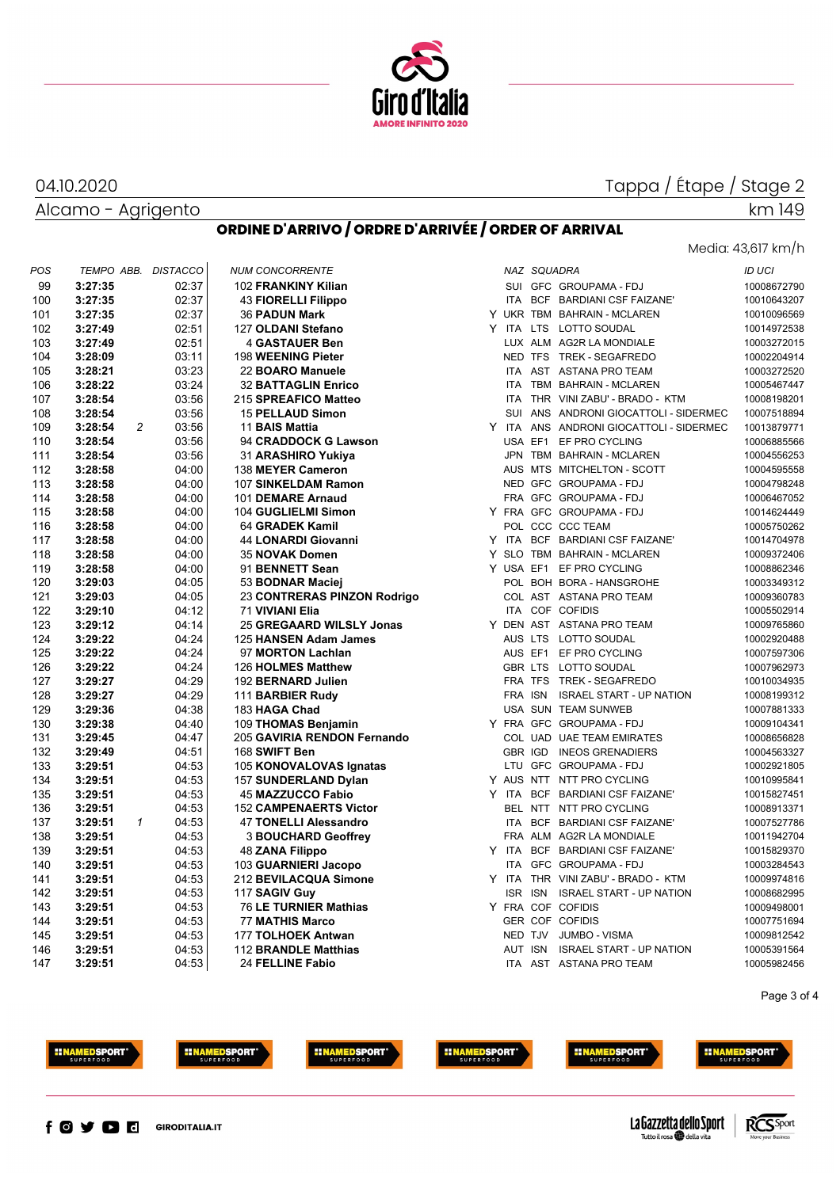04.10.2020

Tappa / Étape / Stage 2

Alcamo - Agrigento

km 149

## ORDINE D'ARRIVO / ORDRE D'ARRIVÉE / ORDER OF ARRIVAL

Media: 43,617 km/h

| POS | TEMPO | ABB. | DISTACCO | NUM | CONCORRENTE | | NAZ | SQUADRA | | ID UCI |
|---|---|---|---|---|---|---|---|---|---|---|
| 99 | **3:27:35** | | 02:37 | 102 | **FRANKINY Kilian** | | SUI | GFC | GROUPAMA - FDJ | 10008672790 |
| 100 | **3:27:35** | | 02:37 | 43 | **FIORELLI Filippo** | | ITA | BCF | BARDIANI CSF FAIZANE' | 10010643207 |
| 101 | **3:27:35** | | 02:37 | 36 | **PADUN Mark** | Y | UKR | TBM | BAHRAIN - MCLAREN | 10010096569 |
| 102 | **3:27:49** | | 02:51 | 127 | **OLDANI Stefano** | Y | ITA | LTS | LOTTO SOUDAL | 10014972538 |
| 103 | **3:27:49** | | 02:51 | 4 | **GASTAUER Ben** | | LUX | ALM | AG2R LA MONDIALE | 10003272015 |
| 104 | **3:28:09** | | 03:11 | 198 | **WEENING Pieter** | | NED | TFS | TREK - SEGAFREDO | 10002204914 |
| 105 | **3:28:21** | | 03:23 | 22 | **BOARO Manuele** | | ITA | AST | ASTANA PRO TEAM | 10003272520 |
| 106 | **3:28:22** | | 03:24 | 32 | **BATTAGLIN Enrico** | | ITA | TBM | BAHRAIN - MCLAREN | 10005467447 |
| 107 | **3:28:54** | | 03:56 | 215 | **SPREAFICO Matteo** | | ITA | THR | VINI ZABU' - BRADO - KTM | 10008198201 |
| 108 | **3:28:54** | | 03:56 | 15 | **PELLAUD Simon** | | SUI | ANS | ANDRONI GIOCATTOLI - SIDERMEC | 10007518894 |
| 109 | **3:28:54** | 2 | 03:56 | 11 | **BAIS Mattia** | Y | ITA | ANS | ANDRONI GIOCATTOLI - SIDERMEC | 10013879771 |
| 110 | **3:28:54** | | 03:56 | 94 | **CRADDOCK G Lawson** | | USA | EF1 | EF PRO CYCLING | 10006885566 |
| 111 | **3:28:54** | | 03:56 | 31 | **ARASHIRO Yukiya** | | JPN | TBM | BAHRAIN - MCLAREN | 10004556253 |
| 112 | **3:28:58** | | 04:00 | 138 | **MEYER Cameron** | | AUS | MTS | MITCHELTON - SCOTT | 10004595558 |
| 113 | **3:28:58** | | 04:00 | 107 | **SINKELDAM Ramon** | | NED | GFC | GROUPAMA - FDJ | 10004798248 |
| 114 | **3:28:58** | | 04:00 | 101 | **DEMARE Arnaud** | | FRA | GFC | GROUPAMA - FDJ | 10006467052 |
| 115 | **3:28:58** | | 04:00 | 104 | **GUGLIELMI Simon** | Y | FRA | GFC | GROUPAMA - FDJ | 10014624449 |
| 116 | **3:28:58** | | 04:00 | 64 | **GRADEK Kamil** | | POL | CCC | CCC TEAM | 10005750262 |
| 117 | **3:28:58** | | 04:00 | 44 | **LONARDI Giovanni** | Y | ITA | BCF | BARDIANI CSF FAIZANE' | 10014704978 |
| 118 | **3:28:58** | | 04:00 | 35 | **NOVAK Domen** | Y | SLO | TBM | BAHRAIN - MCLAREN | 10009372406 |
| 119 | **3:28:58** | | 04:00 | 91 | **BENNETT Sean** | Y | USA | EF1 | EF PRO CYCLING | 10008862346 |
| 120 | **3:29:03** | | 04:05 | 53 | **BODNAR Maciej** | | POL | BOH | BORA - HANSGROHE | 10003349312 |
| 121 | **3:29:03** | | 04:05 | 23 | **CONTRERAS PINZON Rodrigo** | | COL | AST | ASTANA PRO TEAM | 10009360783 |
| 122 | **3:29:10** | | 04:12 | 71 | **VIVIANI Elia** | | ITA | COF | COFIDIS | 10005502914 |
| 123 | **3:29:12** | | 04:14 | 25 | **GREGAARD WILSLY Jonas** | Y | DEN | AST | ASTANA PRO TEAM | 10009765860 |
| 124 | **3:29:22** | | 04:24 | 125 | **HANSEN Adam James** | | AUS | LTS | LOTTO SOUDAL | 10002920488 |
| 125 | **3:29:22** | | 04:24 | 97 | **MORTON Lachlan** | | AUS | EF1 | EF PRO CYCLING | 10007597306 |
| 126 | **3:29:22** | | 04:24 | 126 | **HOLMES Matthew** | | GBR | LTS | LOTTO SOUDAL | 10007962973 |
| 127 | **3:29:27** | | 04:29 | 192 | **BERNARD Julien** | | FRA | TFS | TREK - SEGAFREDO | 10010034935 |
| 128 | **3:29:27** | | 04:29 | 111 | **BARBIER Rudy** | | FRA | ISN | ISRAEL START - UP NATION | 10008199312 |
| 129 | **3:29:36** | | 04:38 | 183 | **HAGA Chad** | | USA | SUN | TEAM SUNWEB | 10007881333 |
| 130 | **3:29:38** | | 04:40 | 109 | **THOMAS Benjamin** | Y | FRA | GFC | GROUPAMA - FDJ | 10009104341 |
| 131 | **3:29:45** | | 04:47 | 205 | **GAVIRIA RENDON Fernando** | | COL | UAD | UAE TEAM EMIRATES | 10008656828 |
| 132 | **3:29:49** | | 04:51 | 168 | **SWIFT Ben** | | GBR | IGD | INEOS GRENADIERS | 10004563327 |
| 133 | **3:29:51** | | 04:53 | 105 | **KONOVALOVAS Ignatas** | | LTU | GFC | GROUPAMA - FDJ | 10002921805 |
| 134 | **3:29:51** | | 04:53 | 157 | **SUNDERLAND Dylan** | Y | AUS | NTT | NTT PRO CYCLING | 10010995841 |
| 135 | **3:29:51** | | 04:53 | 45 | **MAZZUCCO Fabio** | Y | ITA | BCF | BARDIANI CSF FAIZANE' | 10015827451 |
| 136 | **3:29:51** | | 04:53 | 152 | **CAMPENAERTS Victor** | | BEL | NTT | NTT PRO CYCLING | 10008913371 |
| 137 | **3:29:51** | 1 | 04:53 | 47 | **TONELLI Alessandro** | | ITA | BCF | BARDIANI CSF FAIZANE' | 10007527786 |
| 138 | **3:29:51** | | 04:53 | 3 | **BOUCHARD Geoffrey** | | FRA | ALM | AG2R LA MONDIALE | 10011942704 |
| 139 | **3:29:51** | | 04:53 | 48 | **ZANA Filippo** | Y | ITA | BCF | BARDIANI CSF FAIZANE' | 10015829370 |
| 140 | **3:29:51** | | 04:53 | 103 | **GUARNIERI Jacopo** | | ITA | GFC | GROUPAMA - FDJ | 10003284543 |
| 141 | **3:29:51** | | 04:53 | 212 | **BEVILACQUA Simone** | Y | ITA | THR | VINI ZABU' - BRADO - KTM | 10009974816 |
| 142 | **3:29:51** | | 04:53 | 117 | **SAGIV Guy** | | ISR | ISN | ISRAEL START - UP NATION | 10008162995 |
| 143 | **3:29:51** | | 04:53 | 76 | **LE TURNIER Mathias** | Y | FRA | COF | COFIDIS | 10009498001 |
| 144 | **3:29:51** | | 04:53 | 77 | **MATHIS Marco** | | GER | COF | COFIDIS | 10007751694 |
| 145 | **3:29:51** | | 04:53 | 177 | **TOLHOEK Antwan** | | NED | TJV | JUMBO - VISMA | 10009812542 |
| 146 | **3:29:51** | | 04:53 | 112 | **BRANDLE Matthias** | | AUT | ISN | ISRAEL START - UP NATION | 10005391564 |
| 147 | **3:29:51** | | 04:53 | 24 | **FELLINE Fabio** | | ITA | AST | ASTANA PRO TEAM | 10005982456 |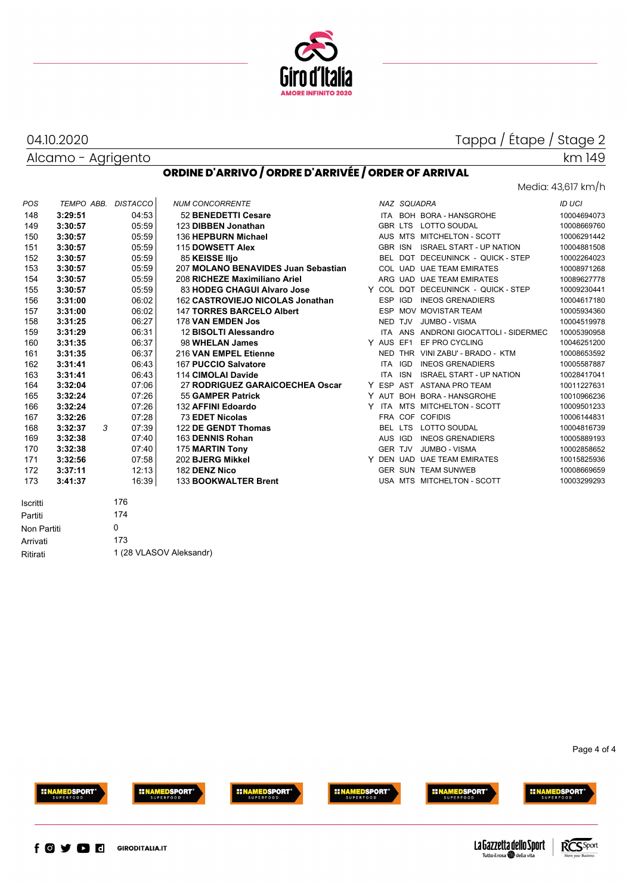04.10.2020

Tappa / Étape / Stage 2

Alcamo - Agrigento

km 149

## ORDINE D'ARRIVO / ORDRE D'ARRIVÉE / ORDER OF ARRIVAL

Media: 43,617 km/h

| POS | TEMPO | ABB. | DISTACCO | NUM | CONCORRENTE | | NAZ | SQUADRA | | ID UCI |
|---|---|---|---|---|---|---|---|---|---|---|
| 148 | **3:29:51** | | 04:53 | 52 | **BENEDETTI Cesare** | | ITA | BOH | BORA - HANSGROHE | 10004694073 |
| 149 | **3:30:57** | | 05:59 | 123 | **DIBBEN Jonathan** | | GBR | LTS | LOTTO SOUDAL | 10008669760 |
| 150 | **3:30:57** | | 05:59 | 136 | **HEPBURN Michael** | | AUS | MTS | MITCHELTON - SCOTT | 10006291442 |
| 151 | **3:30:57** | | 05:59 | 115 | **DOWSETT Alex** | | GBR | ISN | ISRAEL START - UP NATION | 10004881508 |
| 152 | **3:30:57** | | 05:59 | 85 | **KEISSE Iljo** | | BEL | DQT | DECEUNINCK - QUICK - STEP | 10002264023 |
| 153 | **3:30:57** | | 05:59 | 207 | **MOLANO BENAVIDES Juan Sebastian** | | COL | UAD | UAE TEAM EMIRATES | 10008971268 |
| 154 | **3:30:57** | | 05:59 | 208 | **RICHEZE Maximiliano Ariel** | | ARG | UAD | UAE TEAM EMIRATES | 10089627778 |
| 155 | **3:30:57** | | 05:59 | 83 | **HODEG CHAGUI Alvaro Jose** | Y | COL | DQT | DECEUNINCK - QUICK - STEP | 10009230441 |
| 156 | **3:31:00** | | 06:02 | 162 | **CASTROVIEJO NICOLAS Jonathan** | | ESP | IGD | INEOS GRENADIERS | 10004617180 |
| 157 | **3:31:00** | | 06:02 | 147 | **TORRES BARCELO Albert** | | ESP | MOV | MOVISTAR TEAM | 10005934360 |
| 158 | **3:31:25** | | 06:27 | 178 | **VAN EMDEN Jos** | | NED | TJV | JUMBO - VISMA | 10004519978 |
| 159 | **3:31:29** | | 06:31 | 12 | **BISOLTI Alessandro** | | ITA | ANS | ANDRONI GIOCATTOLI - SIDERMEC | 10005390958 |
| 160 | **3:31:35** | | 06:37 | 98 | **WHELAN James** | Y | AUS | EF1 | EF PRO CYCLING | 10046251200 |
| 161 | **3:31:35** | | 06:37 | 216 | **VAN EMPEL Etienne** | | NED | THR | VINI ZABU' - BRADO - KTM | 10008653592 |
| 162 | **3:31:41** | | 06:43 | 167 | **PUCCIO Salvatore** | | ITA | IGD | INEOS GRENADIERS | 10005587887 |
| 163 | **3:31:41** | | 06:43 | 114 | **CIMOLAI Davide** | | ITA | ISN | ISRAEL START - UP NATION | 10028417041 |
| 164 | **3:32:04** | | 07:06 | 27 | **RODRIGUEZ GARAICOECHEA Oscar** | Y | ESP | AST | ASTANA PRO TEAM | 10011227631 |
| 165 | **3:32:24** | | 07:26 | 55 | **GAMPER Patrick** | Y | AUT | BOH | BORA - HANSGROHE | 10010966236 |
| 166 | **3:32:24** | | 07:26 | 132 | **AFFINI Edoardo** | Y | ITA | MTS | MITCHELTON - SCOTT | 10009501233 |
| 167 | **3:32:26** | | 07:28 | 73 | **EDET Nicolas** | | FRA | COF | COFIDIS | 10006144831 |
| 168 | **3:32:37** | 3 | 07:39 | 122 | **DE GENDT Thomas** | | BEL | LTS | LOTTO SOUDAL | 10004816739 |
| 169 | **3:32:38** | | 07:40 | 163 | **DENNIS Rohan** | | AUS | IGD | INEOS GRENADIERS | 10005889193 |
| 170 | **3:32:38** | | 07:40 | 175 | **MARTIN Tony** | | GER | TJV | JUMBO - VISMA | 10002858652 |
| 171 | **3:32:56** | | 07:58 | 202 | **BJERG Mikkel** | Y | DEN | UAD | UAE TEAM EMIRATES | 10015825936 |
| 172 | **3:37:11** | | 12:13 | 182 | **DENZ Nico** | | GER | SUN | TEAM SUNWEB | 10008669659 |
| 173 | **3:41:37** | | 16:39 | 133 | **BOOKWALTER Brent** | | USA | MTS | MITCHELTON - SCOTT | 10003299293 |

| | |
|---|---|
| Iscritti | 176 |
| Partiti | 174 |
| Non Partiti | 0 |
| Arrivati | 173 |
| Ritirati | 1 (28 VLASOV Aleksandr) |